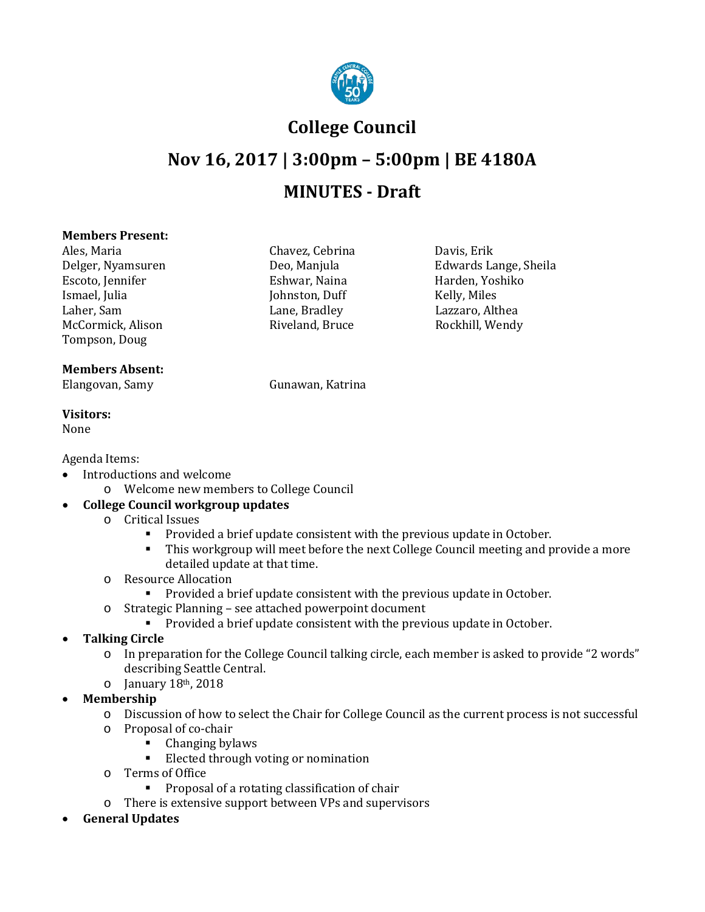# College Council

## Nov 16, 2017 | 3:00pm – 5:00pm | BE 4180A

## MINUTES - Draft

**Members Present:**

Ales, Maria
Chavez, Cebrina
Davis, Erik
Delger, Nyamsuren
Deo, Manjula
Edwards Lange, Sheila
Escoto, Jennifer
Eshwar, Naina
Harden, Yoshiko
Ismael, Julia
Johnston, Duff
Kelly, Miles
Laher, Sam
Lane, Bradley
Lazzaro, Althea
McCormick, Alison
Riveland, Bruce
Rockhill, Wendy
Tompson, Doug

**Members Absent:**

Elangovan, Samy
Gunawan, Katrina

**Visitors:**

None

Agenda Items:

- Introductions and welcome
  - Welcome new members to College Council
- **College Council workgroup updates**
  - Critical Issues
    - Provided a brief update consistent with the previous update in October.
    - This workgroup will meet before the next College Council meeting and provide a more detailed update at that time.
  - Resource Allocation
    - Provided a brief update consistent with the previous update in October.
  - Strategic Planning – see attached powerpoint document
    - Provided a brief update consistent with the previous update in October.
- **Talking Circle**
  - In preparation for the College Council talking circle, each member is asked to provide "2 words" describing Seattle Central.
  - January 18th, 2018
- **Membership**
  - Discussion of how to select the Chair for College Council as the current process is not successful
  - Proposal of co-chair
    - Changing bylaws
    - Elected through voting or nomination
  - Terms of Office
    - Proposal of a rotating classification of chair
  - There is extensive support between VPs and supervisors
- **General Updates**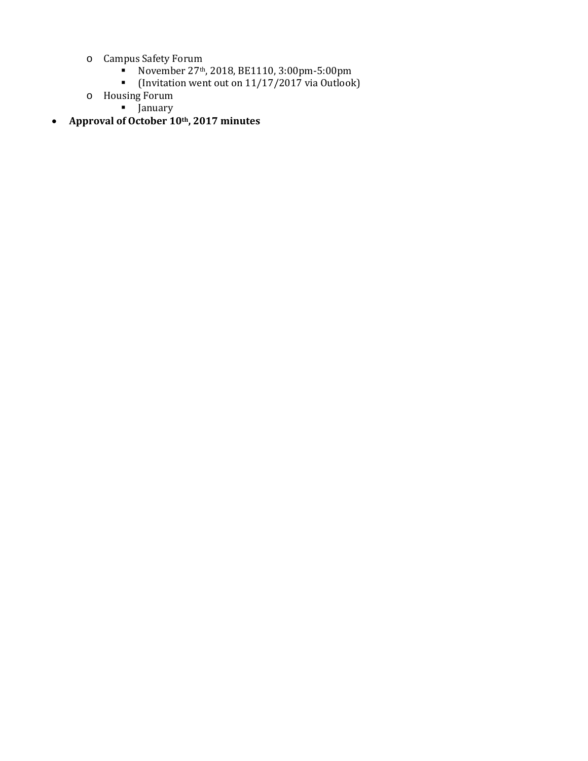- Campus Safety Forum
    - November 27th, 2018, BE1110, 3:00pm-5:00pm
    - (Invitation went out on 11/17/2017 via Outlook)
- Housing Forum
    - January

- **Approval of October 10th, 2017 minutes**